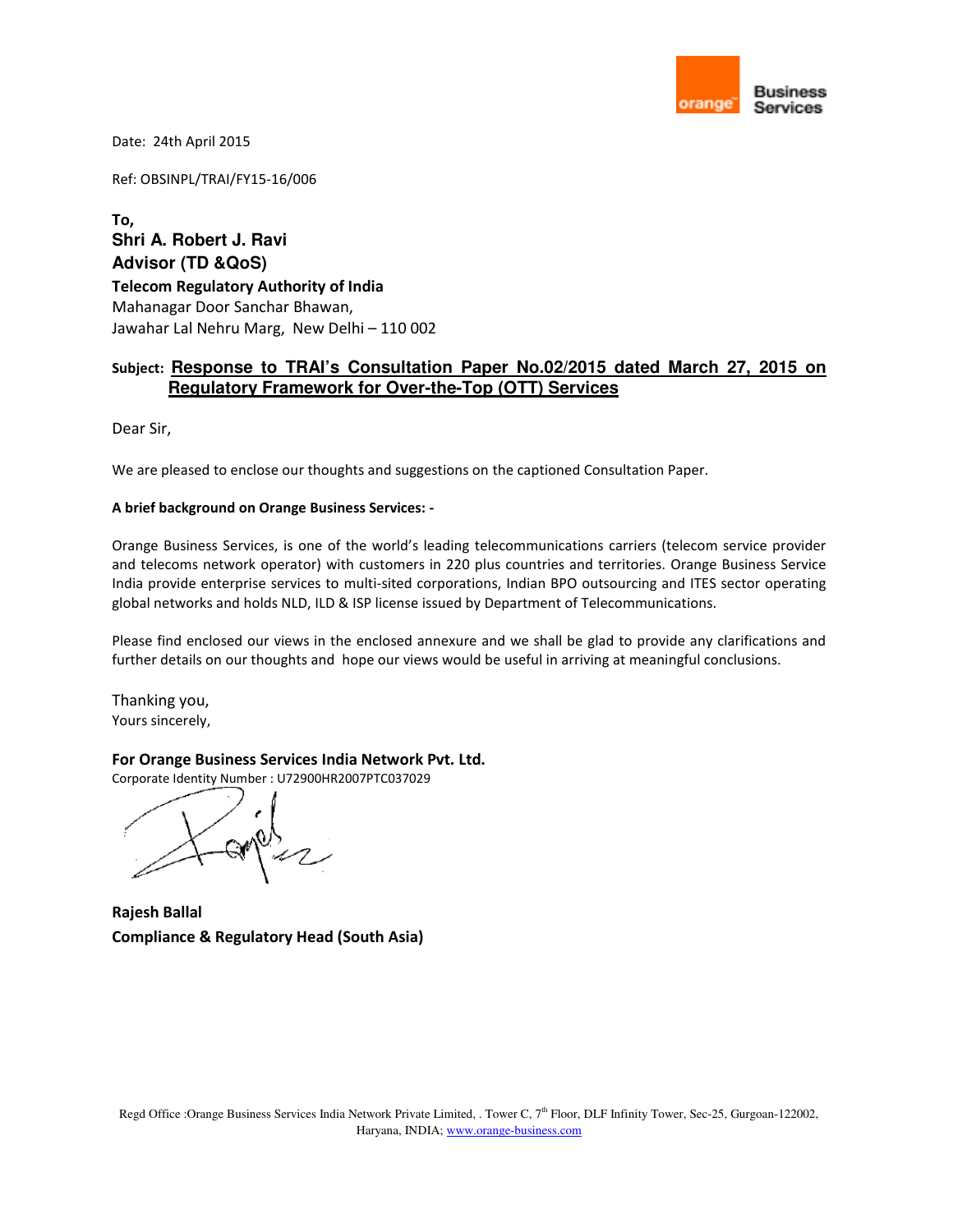Date: 24th April 2015

Ref: OBSINPL/TRAI/FY15-16/006

**To,**
**Shri A. Robert J. Ravi**
**Advisor (TD &QoS)**
**Telecom Regulatory Authority of India**
Mahanagar Door Sanchar Bhawan,
Jawahar Lal Nehru Marg, New Delhi – 110 002

**Subject: Response to TRAI's Consultation Paper No.02/2015 dated March 27, 2015 on Regulatory Framework for Over-the-Top (OTT) Services**

Dear Sir,

We are pleased to enclose our thoughts and suggestions on the captioned Consultation Paper.

**A brief background on Orange Business Services: -**

Orange Business Services, is one of the world's leading telecommunications carriers (telecom service provider and telecoms network operator) with customers in 220 plus countries and territories. Orange Business Service India provide enterprise services to multi-sited corporations, Indian BPO outsourcing and ITES sector operating global networks and holds NLD, ILD & ISP license issued by Department of Telecommunications.

Please find enclosed our views in the enclosed annexure and we shall be glad to provide any clarifications and further details on our thoughts and hope our views would be useful in arriving at meaningful conclusions.

Thanking you,
Yours sincerely,

**For Orange Business Services India Network Pvt. Ltd.**
Corporate Identity Number : U72900HR2007PTC037029

**Rajesh Ballal**
**Compliance & Regulatory Head (South Asia)**

Regd Office :Orange Business Services India Network Private Limited, . Tower C, 7th Floor, DLF Infinity Tower, Sec-25, Gurgoan-122002, Haryana, INDIA; www.orange-business.com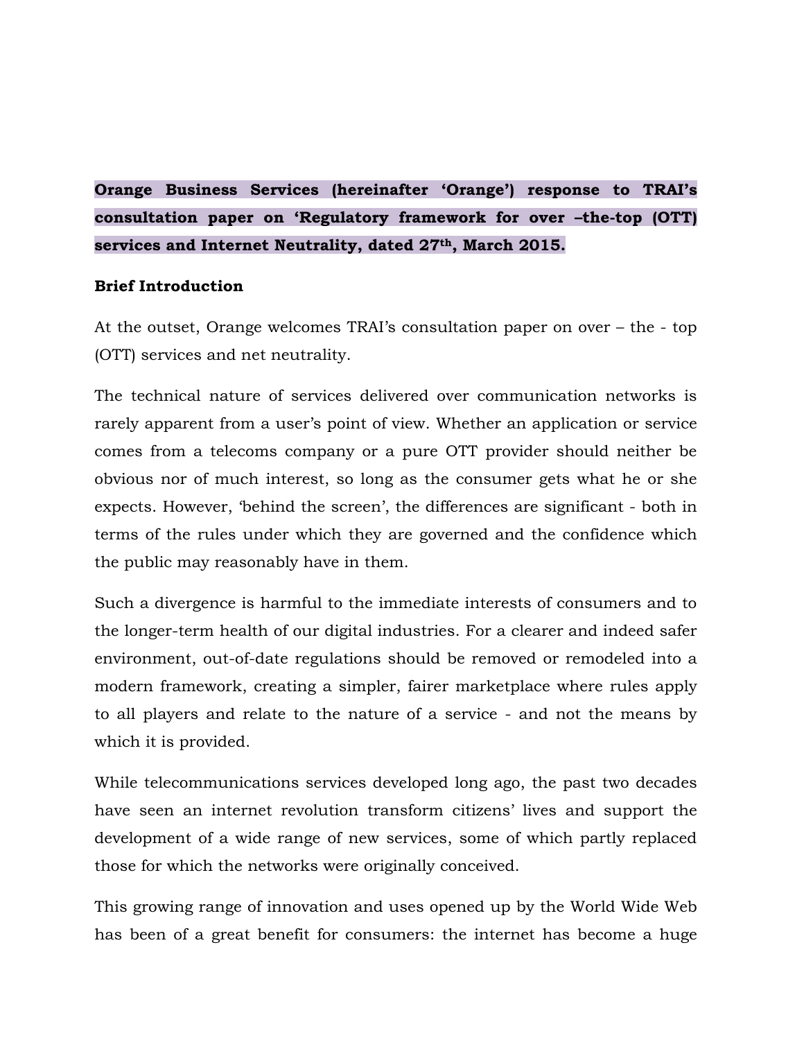**Orange Business Services (hereinafter 'Orange') response to TRAI's consultation paper on 'Regulatory framework for over –the-top (OTT) services and Internet Neutrality, dated 27th, March 2015.**

**Brief Introduction**

At the outset, Orange welcomes TRAI's consultation paper on over – the - top (OTT) services and net neutrality.

The technical nature of services delivered over communication networks is rarely apparent from a user's point of view. Whether an application or service comes from a telecoms company or a pure OTT provider should neither be obvious nor of much interest, so long as the consumer gets what he or she expects. However, 'behind the screen', the differences are significant - both in terms of the rules under which they are governed and the confidence which the public may reasonably have in them.

Such a divergence is harmful to the immediate interests of consumers and to the longer-term health of our digital industries. For a clearer and indeed safer environment, out-of-date regulations should be removed or remodeled into a modern framework, creating a simpler, fairer marketplace where rules apply to all players and relate to the nature of a service - and not the means by which it is provided.

While telecommunications services developed long ago, the past two decades have seen an internet revolution transform citizens' lives and support the development of a wide range of new services, some of which partly replaced those for which the networks were originally conceived.

This growing range of innovation and uses opened up by the World Wide Web has been of a great benefit for consumers: the internet has become a huge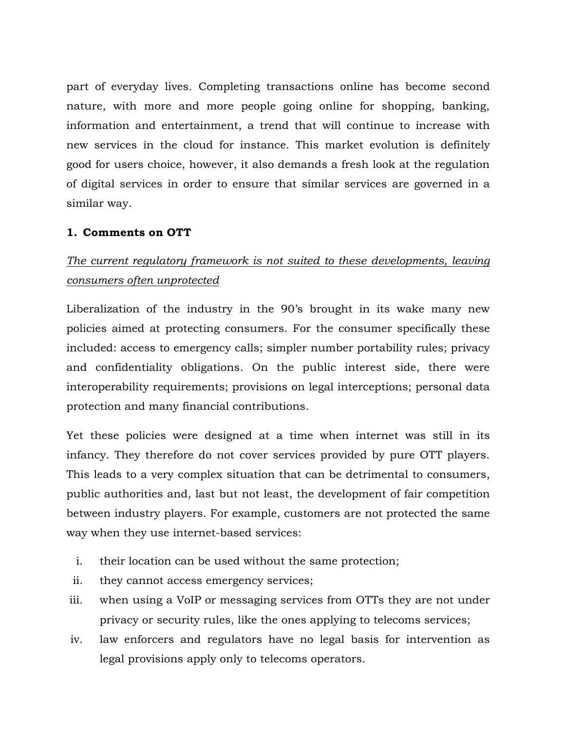part of everyday lives. Completing transactions online has become second nature, with more and more people going online for shopping, banking, information and entertainment, a trend that will continue to increase with new services in the cloud for instance. This market evolution is definitely good for users choice, however, it also demands a fresh look at the regulation of digital services in order to ensure that similar services are governed in a similar way.

**1. Comments on OTT**

*The current regulatory framework is not suited to these developments, leaving consumers often unprotected*

Liberalization of the industry in the 90's brought in its wake many new policies aimed at protecting consumers. For the consumer specifically these included: access to emergency calls; simpler number portability rules; privacy and confidentiality obligations. On the public interest side, there were interoperability requirements; provisions on legal interceptions; personal data protection and many financial contributions.

Yet these policies were designed at a time when internet was still in its infancy. They therefore do not cover services provided by pure OTT players. This leads to a very complex situation that can be detrimental to consumers, public authorities and, last but not least, the development of fair competition between industry players. For example, customers are not protected the same way when they use internet-based services:

i. their location can be used without the same protection;
ii. they cannot access emergency services;
iii. when using a VoIP or messaging services from OTTs they are not under privacy or security rules, like the ones applying to telecoms services;
iv. law enforcers and regulators have no legal basis for intervention as legal provisions apply only to telecoms operators.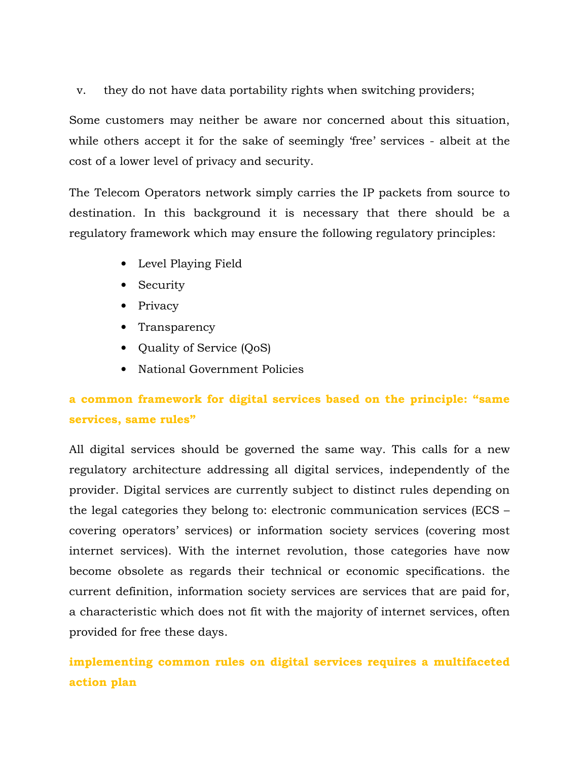v. they do not have data portability rights when switching providers;

Some customers may neither be aware nor concerned about this situation, while others accept it for the sake of seemingly 'free' services - albeit at the cost of a lower level of privacy and security.

The Telecom Operators network simply carries the IP packets from source to destination. In this background it is necessary that there should be a regulatory framework which may ensure the following regulatory principles:

- Level Playing Field
- Security
- Privacy
- Transparency
- Quality of Service (QoS)
- National Government Policies

### a common framework for digital services based on the principle: "same services, same rules"

All digital services should be governed the same way. This calls for a new regulatory architecture addressing all digital services, independently of the provider. Digital services are currently subject to distinct rules depending on the legal categories they belong to: electronic communication services (ECS – covering operators' services) or information society services (covering most internet services). With the internet revolution, those categories have now become obsolete as regards their technical or economic specifications. the current definition, information society services are services that are paid for, a characteristic which does not fit with the majority of internet services, often provided for free these days.

### implementing common rules on digital services requires a multifaceted action plan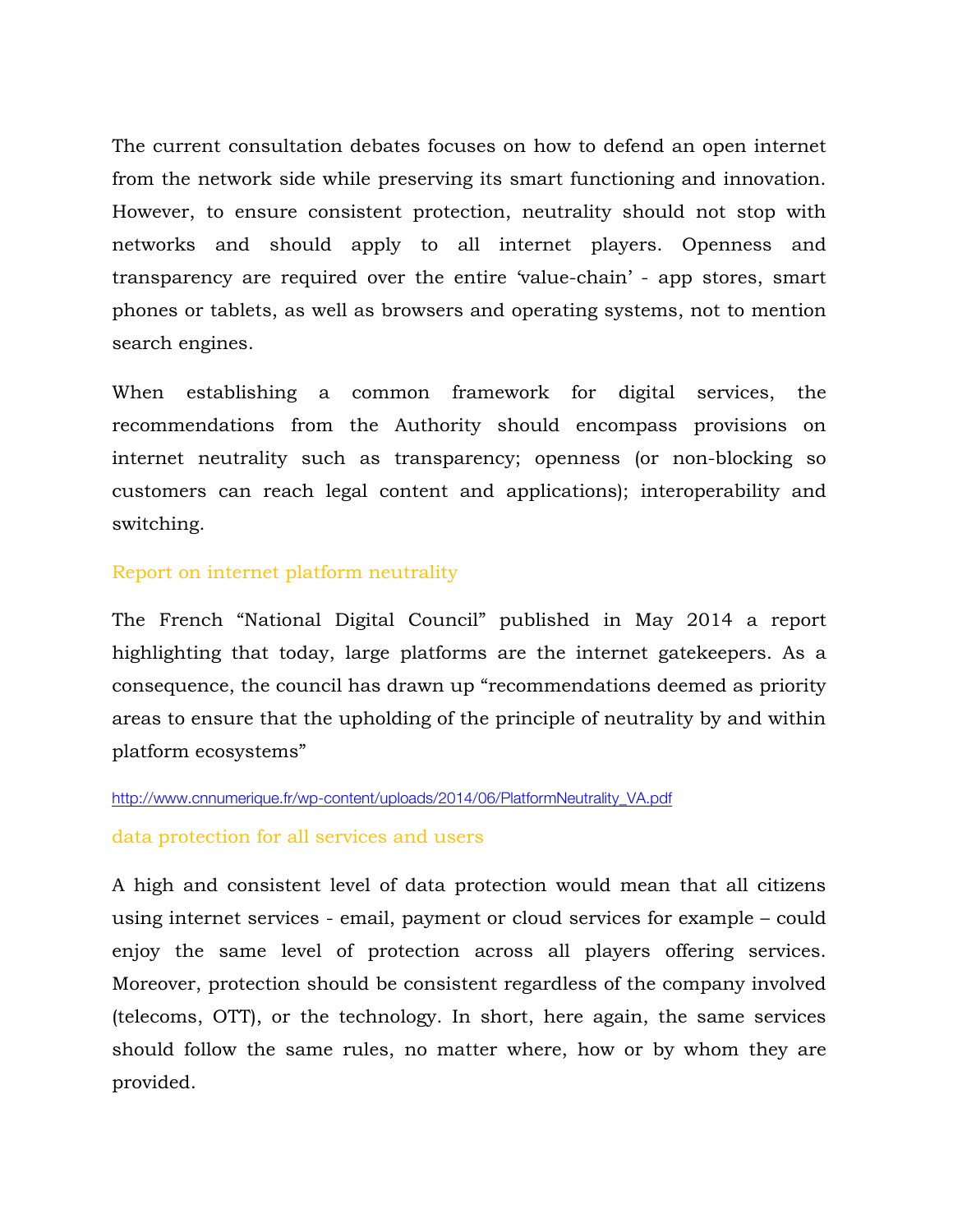The current consultation debates focuses on how to defend an open internet from the network side while preserving its smart functioning and innovation. However, to ensure consistent protection, neutrality should not stop with networks and should apply to all internet players. Openness and transparency are required over the entire 'value-chain' - app stores, smart phones or tablets, as well as browsers and operating systems, not to mention search engines.

When establishing a common framework for digital services, the recommendations from the Authority should encompass provisions on internet neutrality such as transparency; openness (or non-blocking so customers can reach legal content and applications); interoperability and switching.

### Report on internet platform neutrality

The French "National Digital Council" published in May 2014 a report highlighting that today, large platforms are the internet gatekeepers. As a consequence, the council has drawn up "recommendations deemed as priority areas to ensure that the upholding of the principle of neutrality by and within platform ecosystems"

http://www.cnnumerique.fr/wp-content/uploads/2014/06/PlatformNeutrality_VA.pdf

### data protection for all services and users

A high and consistent level of data protection would mean that all citizens using internet services - email, payment or cloud services for example – could enjoy the same level of protection across all players offering services. Moreover, protection should be consistent regardless of the company involved (telecoms, OTT), or the technology. In short, here again, the same services should follow the same rules, no matter where, how or by whom they are provided.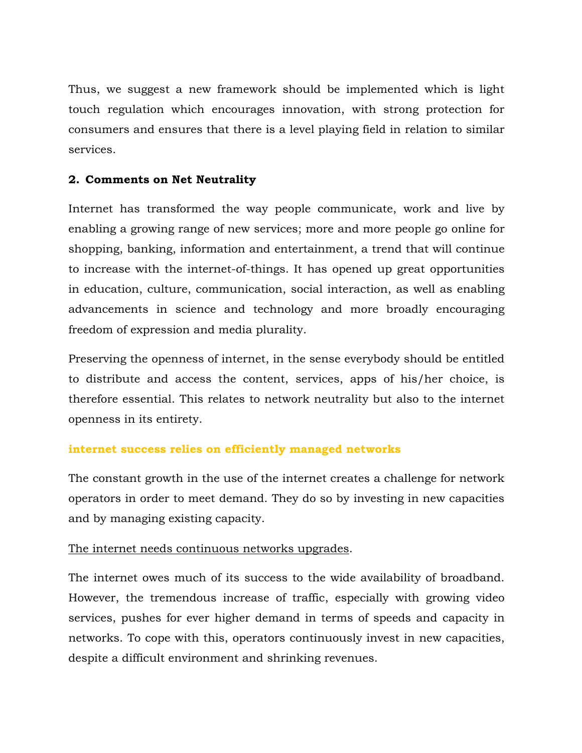Thus, we suggest a new framework should be implemented which is light touch regulation which encourages innovation, with strong protection for consumers and ensures that there is a level playing field in relation to similar services.

## 2. Comments on Net Neutrality

Internet has transformed the way people communicate, work and live by enabling a growing range of new services; more and more people go online for shopping, banking, information and entertainment, a trend that will continue to increase with the internet-of-things. It has opened up great opportunities in education, culture, communication, social interaction, as well as enabling advancements in science and technology and more broadly encouraging freedom of expression and media plurality.

Preserving the openness of internet, in the sense everybody should be entitled to distribute and access the content, services, apps of his/her choice, is therefore essential. This relates to network neutrality but also to the internet openness in its entirety.

### internet success relies on efficiently managed networks

The constant growth in the use of the internet creates a challenge for network operators in order to meet demand. They do so by investing in new capacities and by managing existing capacity.

<u>The internet needs continuous networks upgrades</u>.

The internet owes much of its success to the wide availability of broadband. However, the tremendous increase of traffic, especially with growing video services, pushes for ever higher demand in terms of speeds and capacity in networks. To cope with this, operators continuously invest in new capacities, despite a difficult environment and shrinking revenues.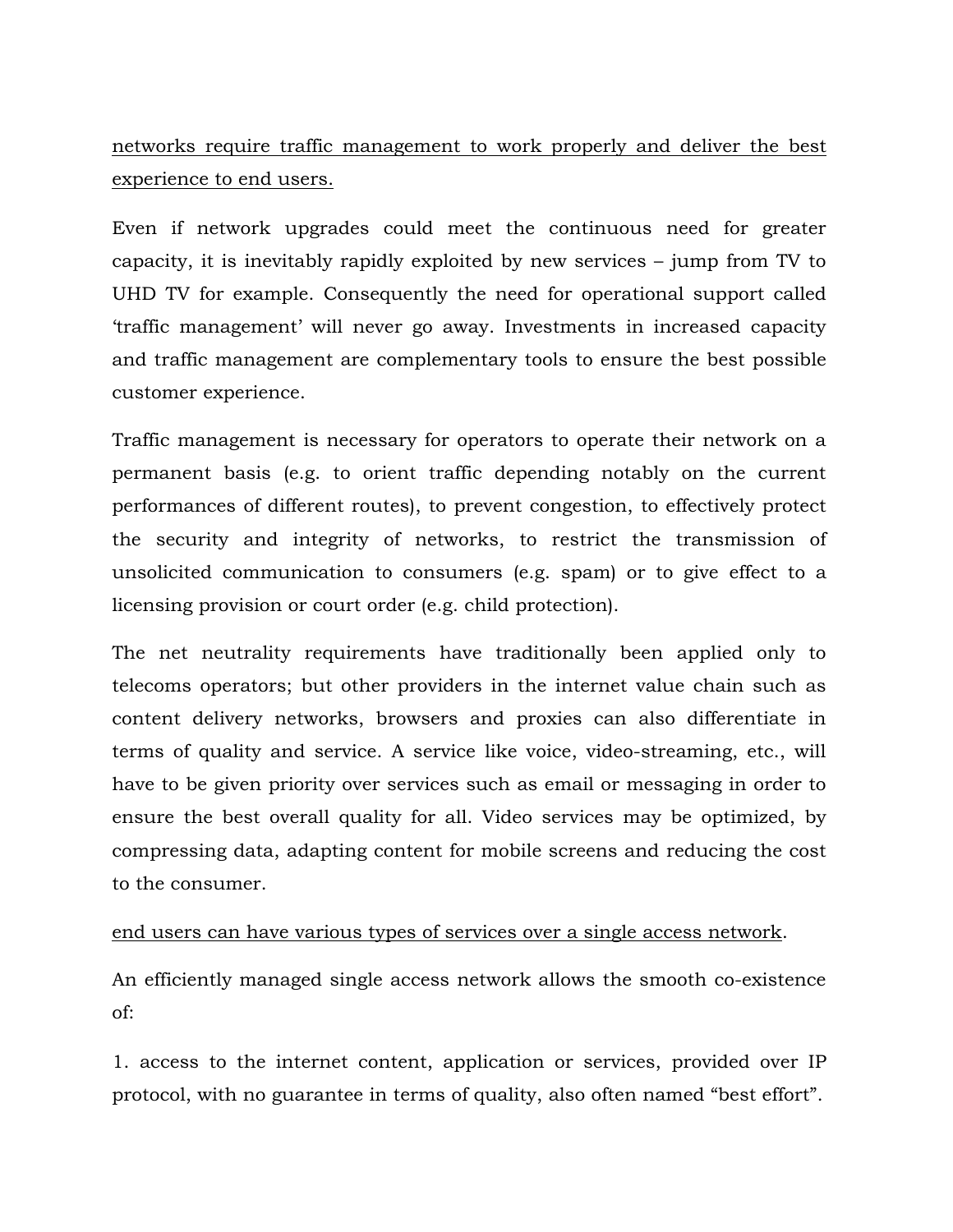<u>networks require traffic management to work properly and deliver the best experience to end users.</u>

Even if network upgrades could meet the continuous need for greater capacity, it is inevitably rapidly exploited by new services – jump from TV to UHD TV for example. Consequently the need for operational support called 'traffic management' will never go away. Investments in increased capacity and traffic management are complementary tools to ensure the best possible customer experience.

Traffic management is necessary for operators to operate their network on a permanent basis (e.g. to orient traffic depending notably on the current performances of different routes), to prevent congestion, to effectively protect the security and integrity of networks, to restrict the transmission of unsolicited communication to consumers (e.g. spam) or to give effect to a licensing provision or court order (e.g. child protection).

The net neutrality requirements have traditionally been applied only to telecoms operators; but other providers in the internet value chain such as content delivery networks, browsers and proxies can also differentiate in terms of quality and service. A service like voice, video-streaming, etc., will have to be given priority over services such as email or messaging in order to ensure the best overall quality for all. Video services may be optimized, by compressing data, adapting content for mobile screens and reducing the cost to the consumer.

<u>end users can have various types of services over a single access network</u>.

An efficiently managed single access network allows the smooth co-existence of:

1. access to the internet content, application or services, provided over IP protocol, with no guarantee in terms of quality, also often named "best effort".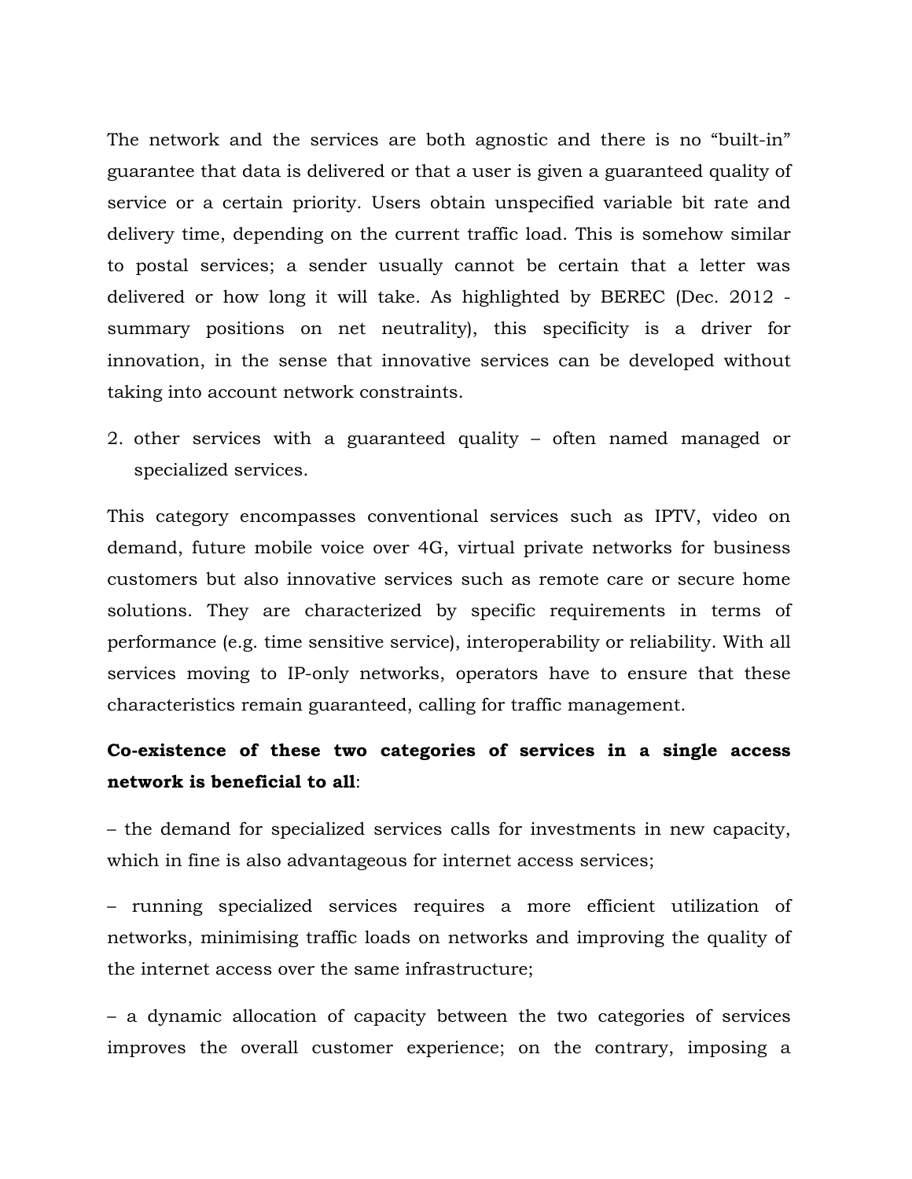The network and the services are both agnostic and there is no “built-in” guarantee that data is delivered or that a user is given a guaranteed quality of service or a certain priority. Users obtain unspecified variable bit rate and delivery time, depending on the current traffic load. This is somehow similar to postal services; a sender usually cannot be certain that a letter was delivered or how long it will take. As highlighted by BEREC (Dec. 2012 - summary positions on net neutrality), this specificity is a driver for innovation, in the sense that innovative services can be developed without taking into account network constraints.

2. other services with a guaranteed quality – often named managed or specialized services.

This category encompasses conventional services such as IPTV, video on demand, future mobile voice over 4G, virtual private networks for business customers but also innovative services such as remote care or secure home solutions. They are characterized by specific requirements in terms of performance (e.g. time sensitive service), interoperability or reliability. With all services moving to IP-only networks, operators have to ensure that these characteristics remain guaranteed, calling for traffic management.

**Co-existence of these two categories of services in a single access network is beneficial to all**:

– the demand for specialized services calls for investments in new capacity, which in fine is also advantageous for internet access services;

– running specialized services requires a more efficient utilization of networks, minimising traffic loads on networks and improving the quality of the internet access over the same infrastructure;

– a dynamic allocation of capacity between the two categories of services improves the overall customer experience; on the contrary, imposing a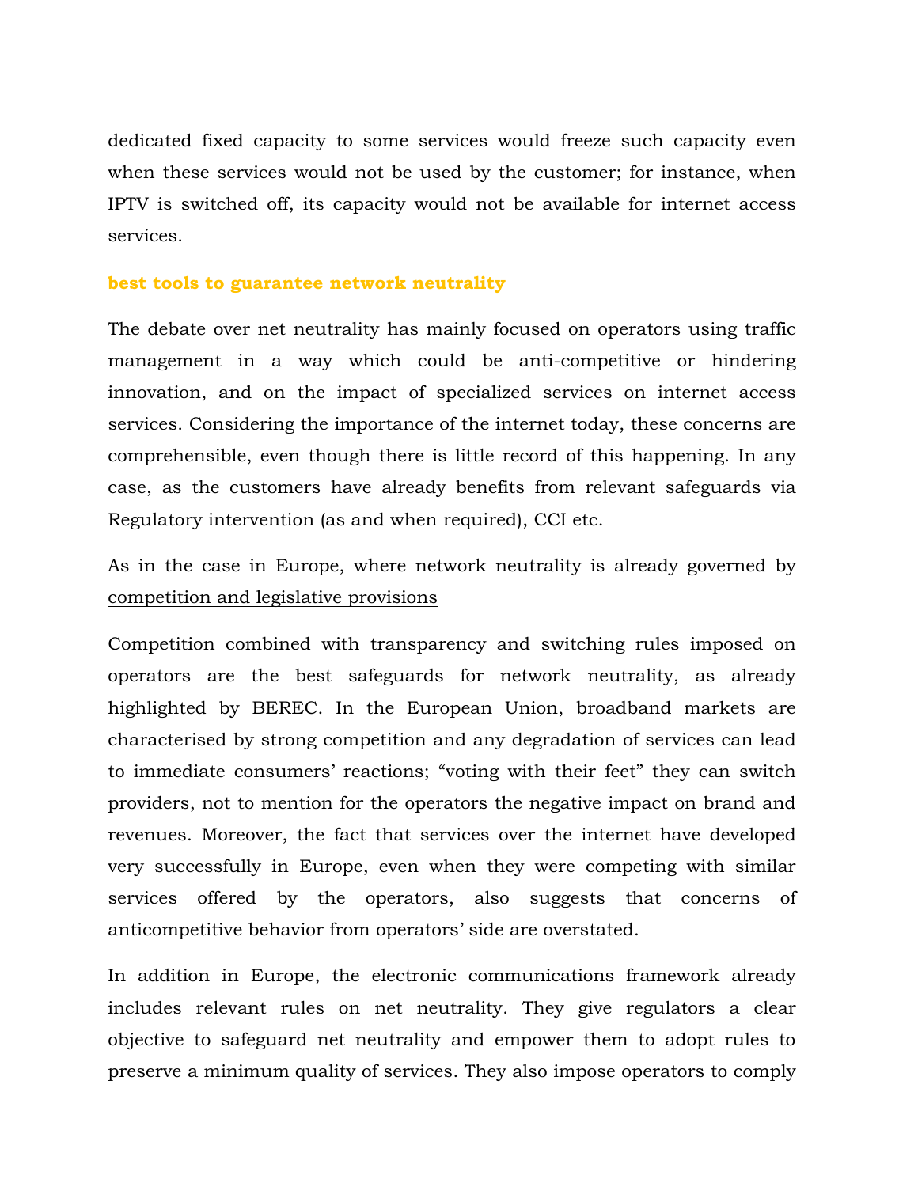dedicated fixed capacity to some services would freeze such capacity even when these services would not be used by the customer; for instance, when IPTV is switched off, its capacity would not be available for internet access services.

## best tools to guarantee network neutrality

The debate over net neutrality has mainly focused on operators using traffic management in a way which could be anti-competitive or hindering innovation, and on the impact of specialized services on internet access services. Considering the importance of the internet today, these concerns are comprehensible, even though there is little record of this happening. In any case, as the customers have already benefits from relevant safeguards via Regulatory intervention (as and when required), CCI etc.

<u>As in the case in Europe, where network neutrality is already governed by competition and legislative provisions</u>

Competition combined with transparency and switching rules imposed on operators are the best safeguards for network neutrality, as already highlighted by BEREC. In the European Union, broadband markets are characterised by strong competition and any degradation of services can lead to immediate consumers' reactions; "voting with their feet" they can switch providers, not to mention for the operators the negative impact on brand and revenues. Moreover, the fact that services over the internet have developed very successfully in Europe, even when they were competing with similar services offered by the operators, also suggests that concerns of anticompetitive behavior from operators' side are overstated.

In addition in Europe, the electronic communications framework already includes relevant rules on net neutrality. They give regulators a clear objective to safeguard net neutrality and empower them to adopt rules to preserve a minimum quality of services. They also impose operators to comply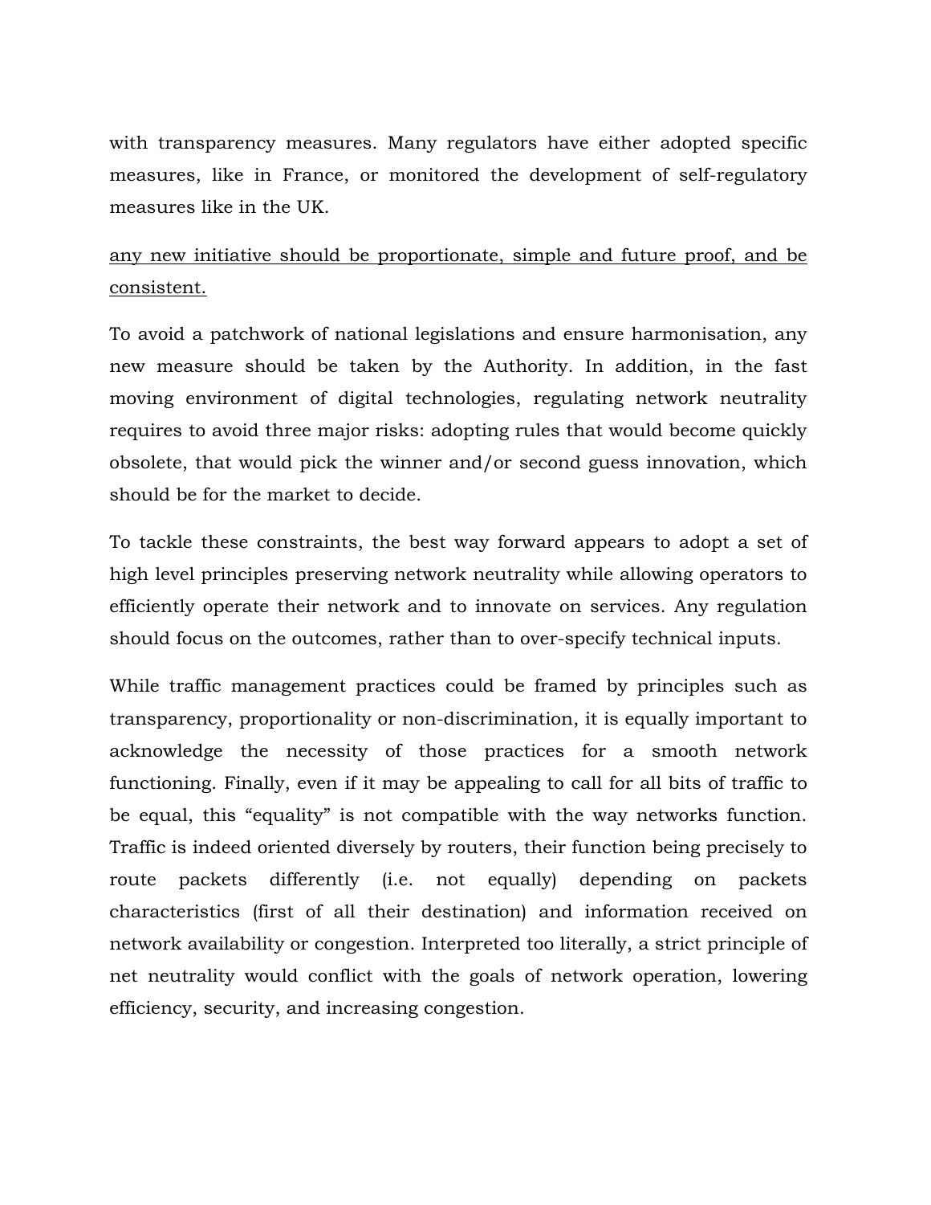with transparency measures. Many regulators have either adopted specific measures, like in France, or monitored the development of self-regulatory measures like in the UK.

<u>any new initiative should be proportionate, simple and future proof, and be consistent.</u>

To avoid a patchwork of national legislations and ensure harmonisation, any new measure should be taken by the Authority. In addition, in the fast moving environment of digital technologies, regulating network neutrality requires to avoid three major risks: adopting rules that would become quickly obsolete, that would pick the winner and/or second guess innovation, which should be for the market to decide.

To tackle these constraints, the best way forward appears to adopt a set of high level principles preserving network neutrality while allowing operators to efficiently operate their network and to innovate on services. Any regulation should focus on the outcomes, rather than to over-specify technical inputs.

While traffic management practices could be framed by principles such as transparency, proportionality or non-discrimination, it is equally important to acknowledge the necessity of those practices for a smooth network functioning. Finally, even if it may be appealing to call for all bits of traffic to be equal, this "equality" is not compatible with the way networks function. Traffic is indeed oriented diversely by routers, their function being precisely to route packets differently (i.e. not equally) depending on packets characteristics (first of all their destination) and information received on network availability or congestion. Interpreted too literally, a strict principle of net neutrality would conflict with the goals of network operation, lowering efficiency, security, and increasing congestion.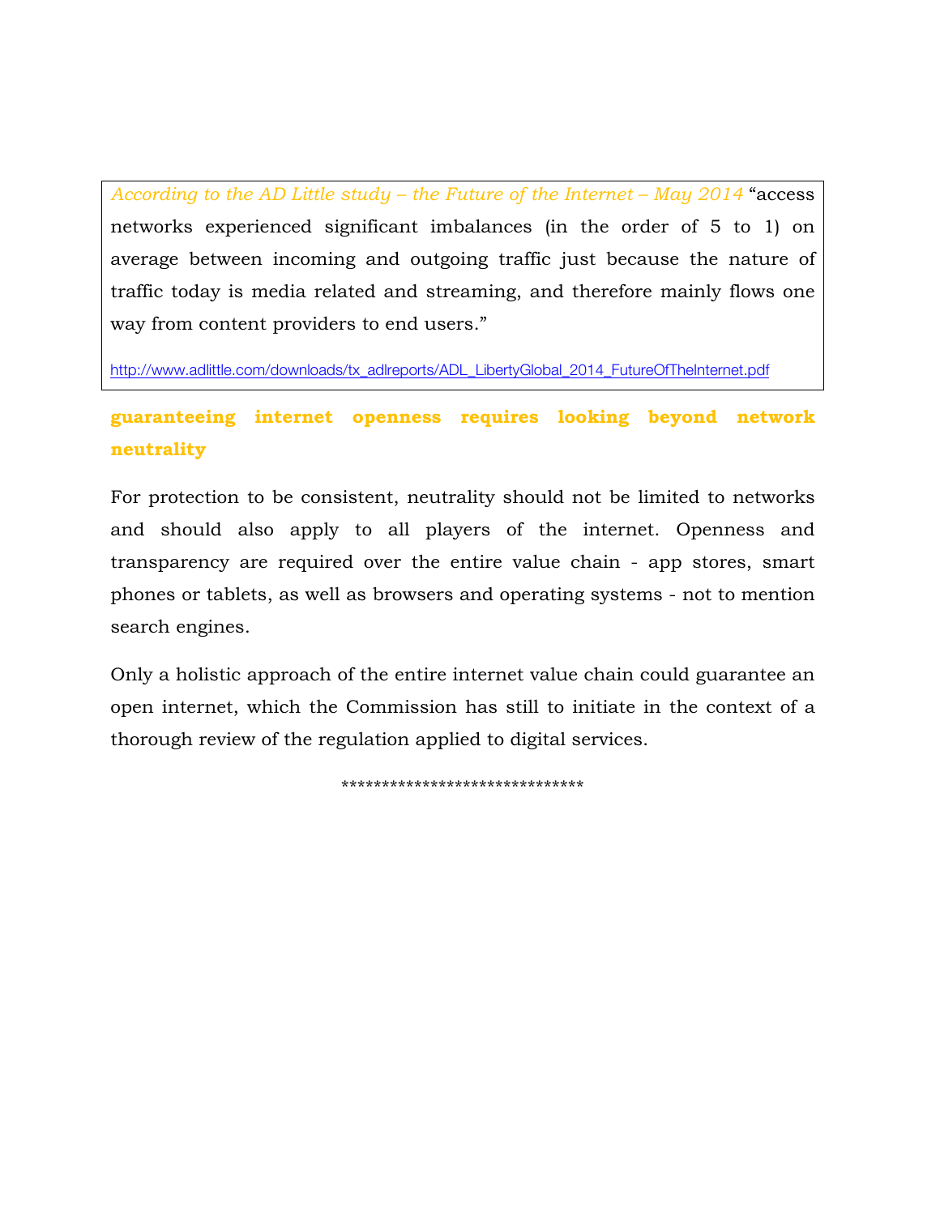*According to the AD Little study – the Future of the Internet – May 2014* "access networks experienced significant imbalances (in the order of 5 to 1) on average between incoming and outgoing traffic just because the nature of traffic today is media related and streaming, and therefore mainly flows one way from content providers to end users."

http://www.adlittle.com/downloads/tx_adlreports/ADL_LibertyGlobal_2014_FutureOfTheInternet.pdf

**guaranteeing internet openness requires looking beyond network neutrality**

For protection to be consistent, neutrality should not be limited to networks and should also apply to all players of the internet. Openness and transparency are required over the entire value chain - app stores, smart phones or tablets, as well as browsers and operating systems - not to mention search engines.

Only a holistic approach of the entire internet value chain could guarantee an open internet, which the Commission has still to initiate in the context of a thorough review of the regulation applied to digital services.

******************************